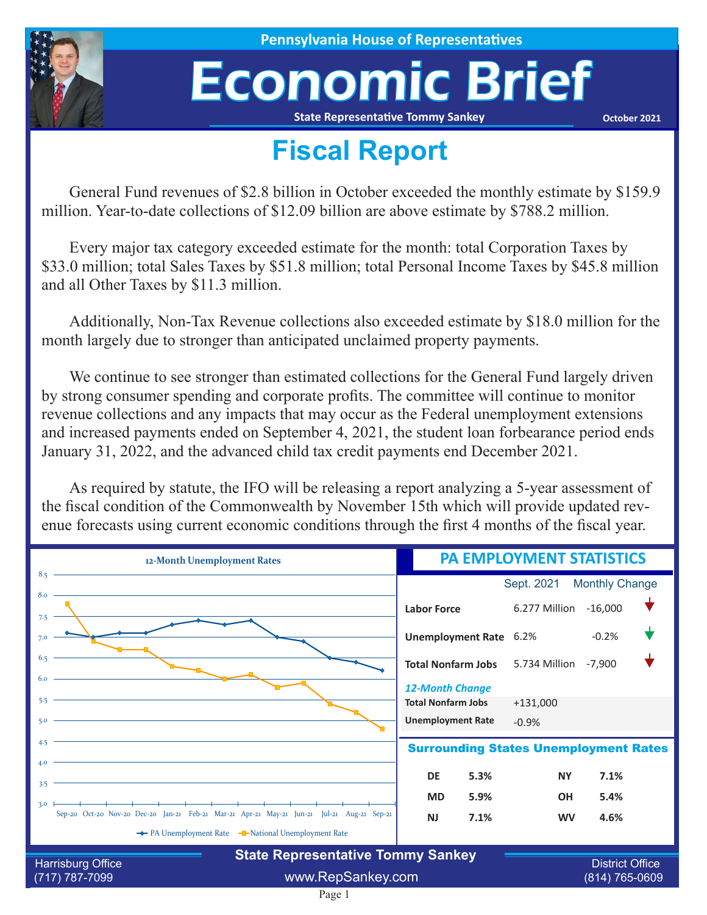Pennsylvania House of Representatives

# Economic Brief

State Representative Tommy Sankey

October 2021

## Fiscal Report

General Fund revenues of $2.8 billion in October exceeded the monthly estimate by $159.9 million. Year-to-date collections of $12.09 billion are above estimate by $788.2 million.

Every major tax category exceeded estimate for the month: total Corporation Taxes by $33.0 million; total Sales Taxes by $51.8 million; total Personal Income Taxes by $45.8 million and all Other Taxes by $11.3 million.

Additionally, Non-Tax Revenue collections also exceeded estimate by $18.0 million for the month largely due to stronger than anticipated unclaimed property payments.

We continue to see stronger than estimated collections for the General Fund largely driven by strong consumer spending and corporate profits. The committee will continue to monitor revenue collections and any impacts that may occur as the Federal unemployment extensions and increased payments ended on September 4, 2021, the student loan forbearance period ends January 31, 2022, and the advanced child tax credit payments end December 2021.

As required by statute, the IFO will be releasing a report analyzing a 5-year assessment of the fiscal condition of the Commonwealth by November 15th which will provide updated revenue forecasts using current economic conditions through the first 4 months of the fiscal year.

### 12-Month Unemployment Rates

| Month | PA Unemployment Rate | National Unemployment Rate |
|---|---|---|
| Sep-20 | 7.1 | 7.8 |
| Oct-20 | 7.0 | 6.9 |
| Nov-20 | 7.1 | 6.7 |
| Dec-20 | 7.1 | 6.7 |
| Jan-21 | 7.3 | 6.3 |
| Feb-21 | 7.4 | 6.2 |
| Mar-21 | 7.3 | 6.0 |
| Apr-21 | 7.4 | 6.1 |
| May-21 | 7.0 | 5.8 |
| Jun-21 | 6.9 | 5.9 |
| Jul-21 | 6.5 | 5.4 |
| Aug-21 | 6.4 | 5.2 |
| Sep-21 | 6.2 | 4.8 |

### PA EMPLOYMENT STATISTICS

| | Sept. 2021 | Monthly Change |
|---|---|---|
| **Labor Force** | 6.277 Million | -16,000 ↓ |
| **Unemployment Rate** | 6.2% | -0.2% ↓ |
| **Total Nonfarm Jobs** | 5.734 Million | -7,900 ↓ |

*12-Month Change*

| | |
|---|---|
| **Total Nonfarm Jobs** | +131,000 |
| **Unemployment Rate** | -0.9% |

### Surrounding States Unemployment Rates

| State | Rate | State | Rate |
|---|---|---|---|
| **DE** | **5.3%** | **NY** | **7.1%** |
| **MD** | **5.9%** | **OH** | **5.4%** |
| **NJ** | **7.1%** | **WV** | **4.6%** |

**State Representative Tommy Sankey**

Harrisburg Office (717) 787-7099 | www.RepSankey.com | District Office (814) 765-0609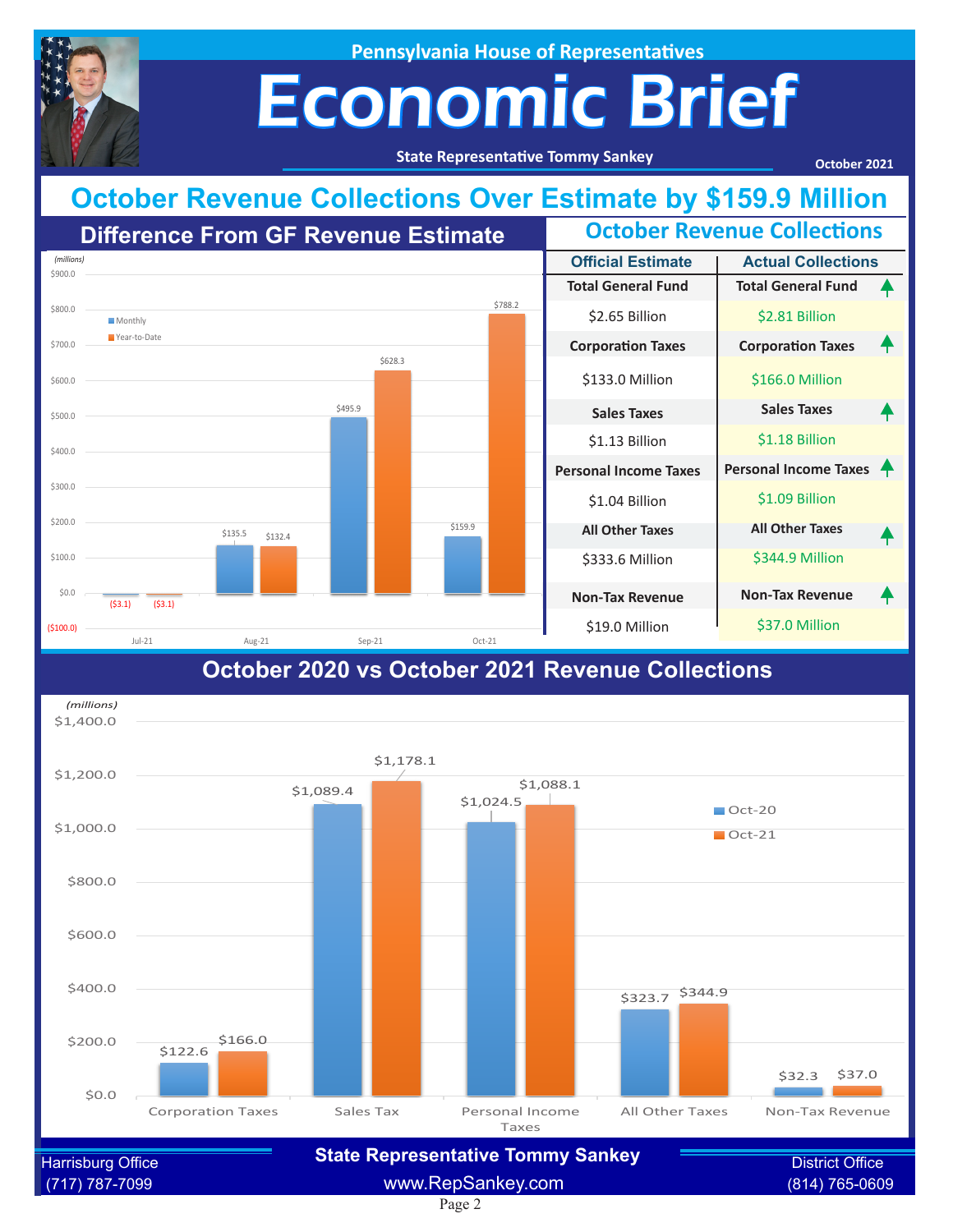Pennsylvania House of Representatives

# Economic Brief

State Representative Tommy Sankey

October 2021

## October Revenue Collections Over Estimate by $159.9 Million

### Difference From GF Revenue Estimate

(millions)

$900.0
$800.0
$700.0
$600.0
$500.0
$400.0
$300.0
$200.0
$100.0
$0.0
($100.0)

Monthly
Year-to-Date

($3.1) ($3.1)
$135.5 $132.4
$495.9 $628.3
$159.9 $788.2

Jul-21
Aug-21
Sep-21
Oct-21

### October Revenue Collections

| Official Estimate | Actual Collections |
|---|---|
| **Total General Fund** | **Total General Fund** ▲ |
| $2.65 Billion | $2.81 Billion |
| **Corporation Taxes** | **Corporation Taxes** ▲ |
| $133.0 Million | $166.0 Million |
| **Sales Taxes** | **Sales Taxes** ▲ |
| $1.13 Billion | $1.18 Billion |
| **Personal Income Taxes** | **Personal Income Taxes** ▲ |
| $1.04 Billion | $1.09 Billion |
| **All Other Taxes** | **All Other Taxes** ▲ |
| $333.6 Million | $344.9 Million |
| **Non-Tax Revenue** | **Non-Tax Revenue** ▲ |
| $19.0 Million | $37.0 Million |

### October 2020 vs October 2021 Revenue Collections

(millions)

$1,400.0
$1,200.0
$1,000.0
$800.0
$600.0
$400.0
$200.0
$0.0

Oct-20
Oct-21

Corporation Taxes: $122.6 $166.0
Sales Tax: $1,089.4 $1,178.1
Personal Income Taxes: $1,024.5 $1,088.1
All Other Taxes: $323.7 $344.9
Non-Tax Revenue: $32.3 $37.0

**State Representative Tommy Sankey**

Harrisburg Office
(717) 787-7099

www.RepSankey.com

District Office
(814) 765-0609